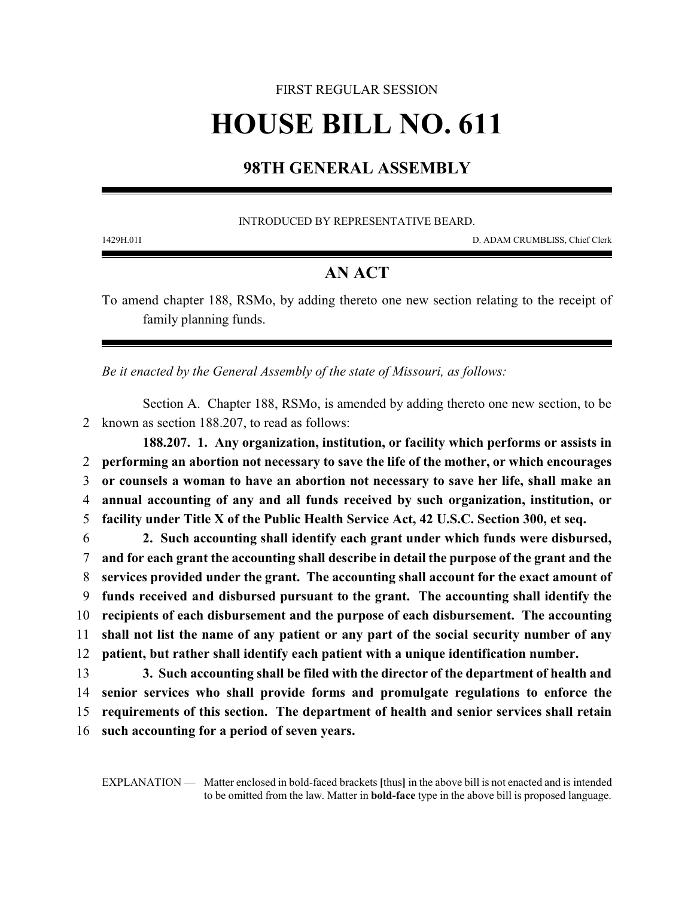FIRST REGULAR SESSION

# HOUSE BILL NO. 611

## 98TH GENERAL ASSEMBLY

INTRODUCED BY REPRESENTATIVE BEARD.

1429H.01I D. ADAM CRUMBLISS, Chief Clerk

## AN ACT

To amend chapter 188, RSMo, by adding thereto one new section relating to the receipt of family planning funds.

*Be it enacted by the General Assembly of the state of Missouri, as follows:*

Section A. Chapter 188, RSMo, is amended by adding thereto one new section, to be
2 known as section 188.207, to read as follows:

**188.207. 1. Any organization, institution, or facility which performs or assists in**
2 **performing an abortion not necessary to save the life of the mother, or which encourages**
3 **or counsels a woman to have an abortion not necessary to save her life, shall make an**
4 **annual accounting of any and all funds received by such organization, institution, or**
5 **facility under Title X of the Public Health Service Act, 42 U.S.C. Section 300, et seq.**
6 **2. Such accounting shall identify each grant under which funds were disbursed,**
7 **and for each grant the accounting shall describe in detail the purpose of the grant and the**
8 **services provided under the grant. The accounting shall account for the exact amount of**
9 **funds received and disbursed pursuant to the grant. The accounting shall identify the**
10 **recipients of each disbursement and the purpose of each disbursement. The accounting**
11 **shall not list the name of any patient or any part of the social security number of any**
12 **patient, but rather shall identify each patient with a unique identification number.**
13 **3. Such accounting shall be filed with the director of the department of health and**
14 **senior services who shall provide forms and promulgate regulations to enforce the**
15 **requirements of this section. The department of health and senior services shall retain**
16 **such accounting for a period of seven years.**

EXPLANATION — Matter enclosed in bold-faced brackets **[**thus**]** in the above bill is not enacted and is intended to be omitted from the law. Matter in **bold-face** type in the above bill is proposed language.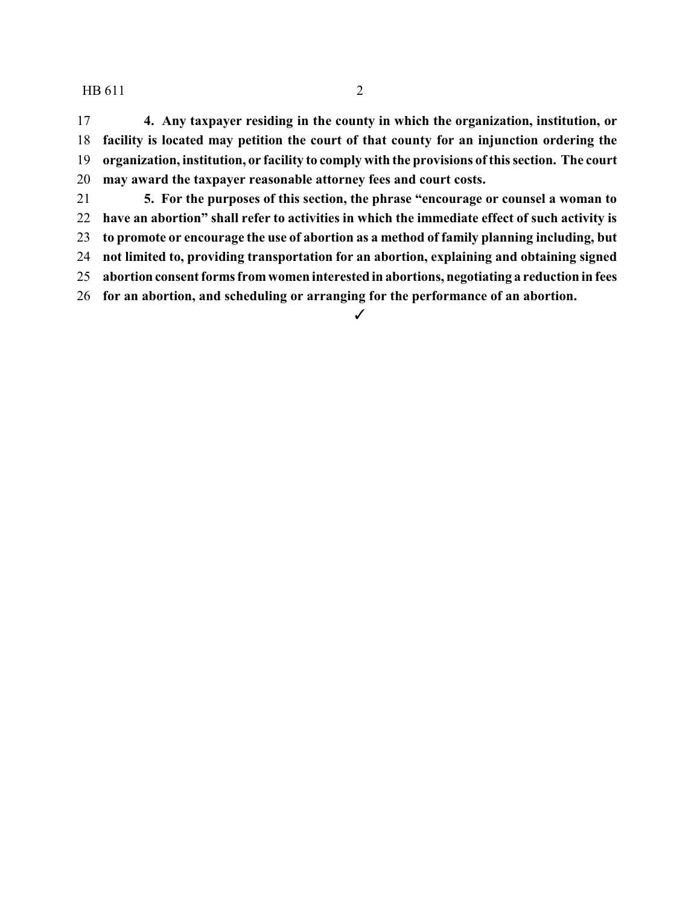17 **4. Any taxpayer residing in the county in which the organization, institution, or**
18 **facility is located may petition the court of that county for an injunction ordering the**
19 **organization, institution, or facility to comply with the provisions of this section. The court**
20 **may award the taxpayer reasonable attorney fees and court costs.**

21 **5. For the purposes of this section, the phrase "encourage or counsel a woman to**
22 **have an abortion" shall refer to activities in which the immediate effect of such activity is**
23 **to promote or encourage the use of abortion as a method of family planning including, but**
24 **not limited to, providing transportation for an abortion, explaining and obtaining signed**
25 **abortion consent forms from women interested in abortions, negotiating a reduction in fees**
26 **for an abortion, and scheduling or arranging for the performance of an abortion.**

✓